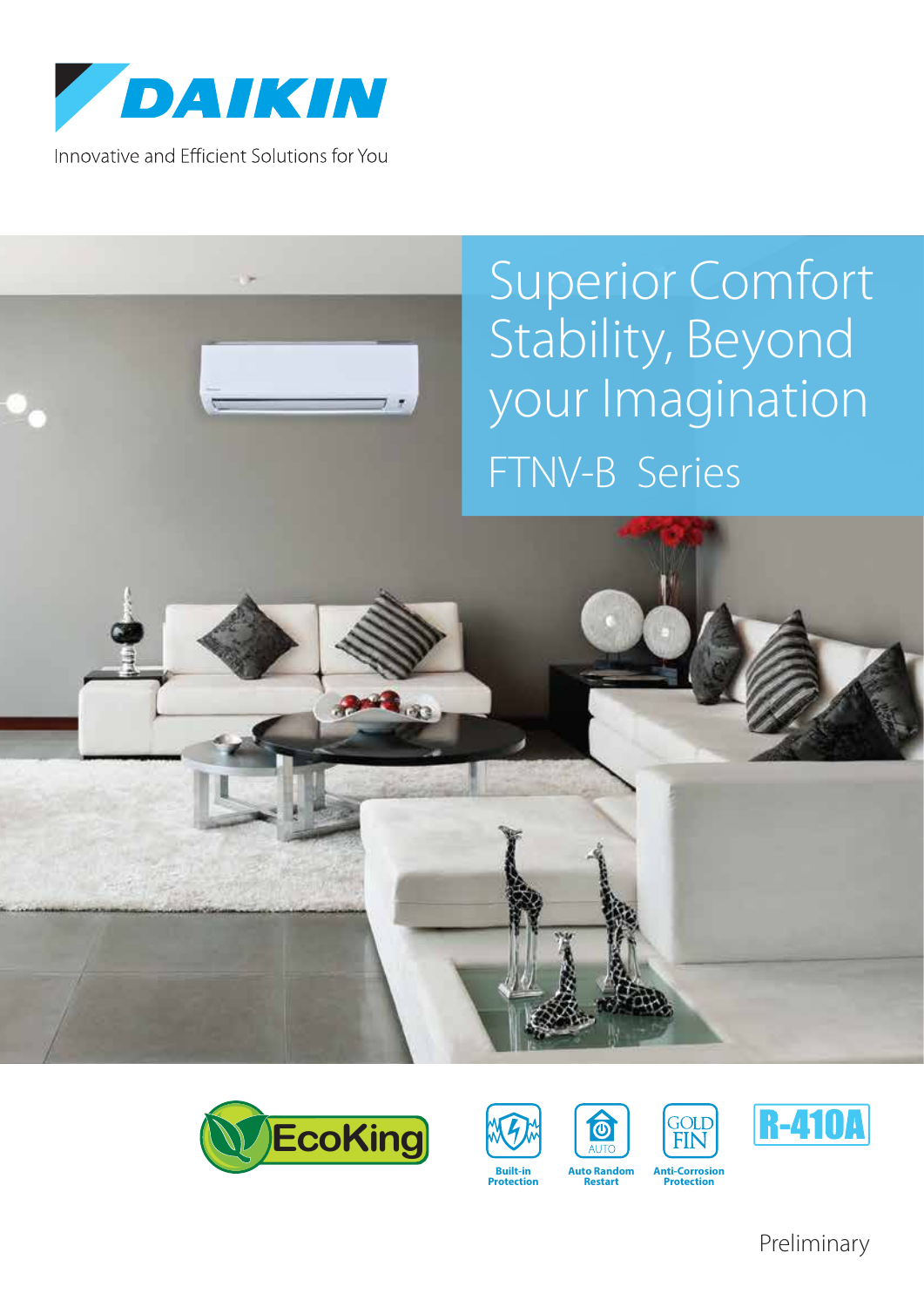DAIKIN

Innovative and Efficient Solutions for You

# Superior Comfort Stability, Beyond your Imagination

## FTNV-B Series

EcoKing

Built-in Protection

Auto Random Restart

Anti-Corrosion Protection

R-410A

Preliminary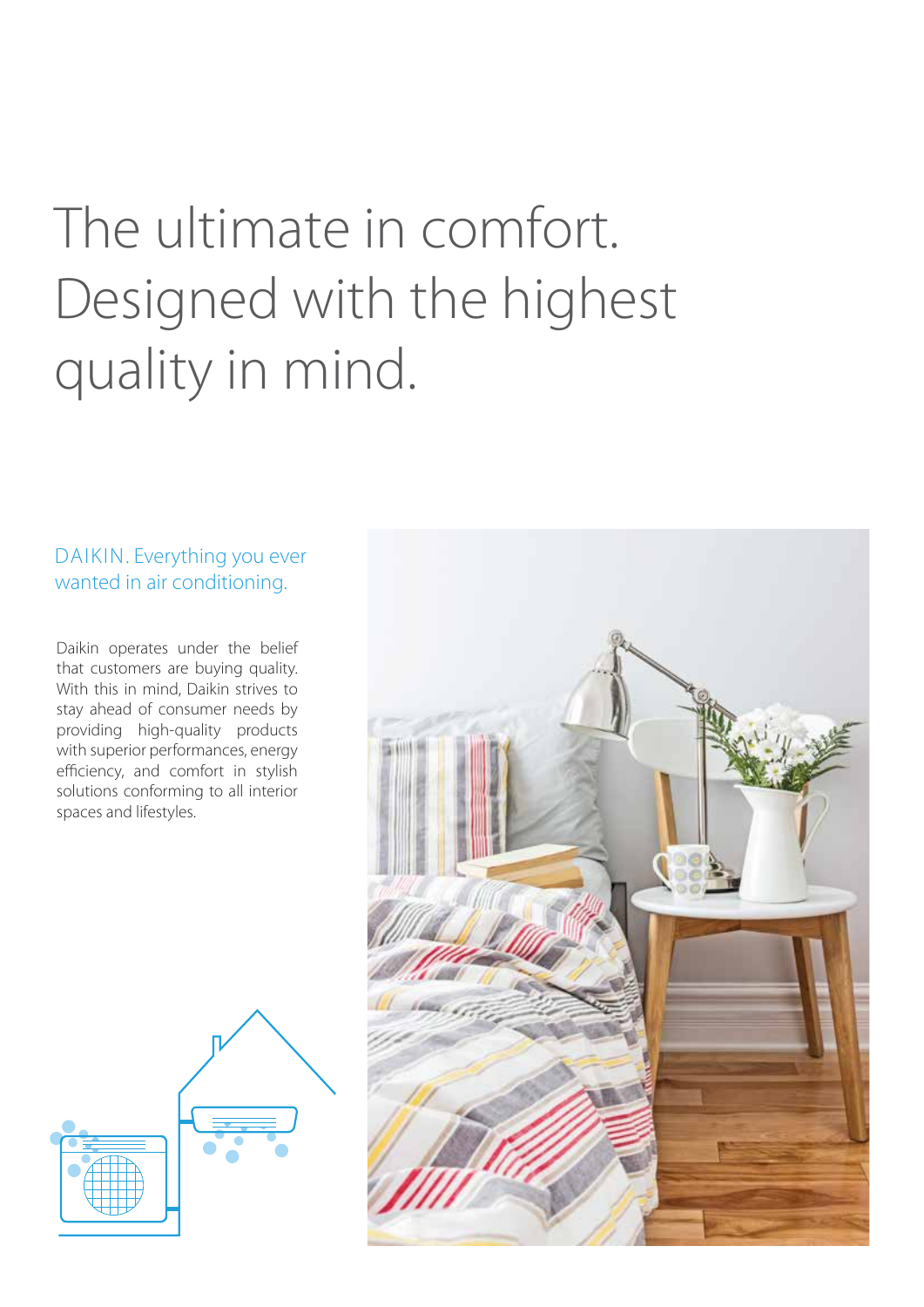# The ultimate in comfort. Designed with the highest quality in mind.

## DAIKIN. Everything you ever wanted in air conditioning.

Daikin operates under the belief that customers are buying quality. With this in mind, Daikin strives to stay ahead of consumer needs by providing high-quality products with superior performances, energy efficiency, and comfort in stylish solutions conforming to all interior spaces and lifestyles.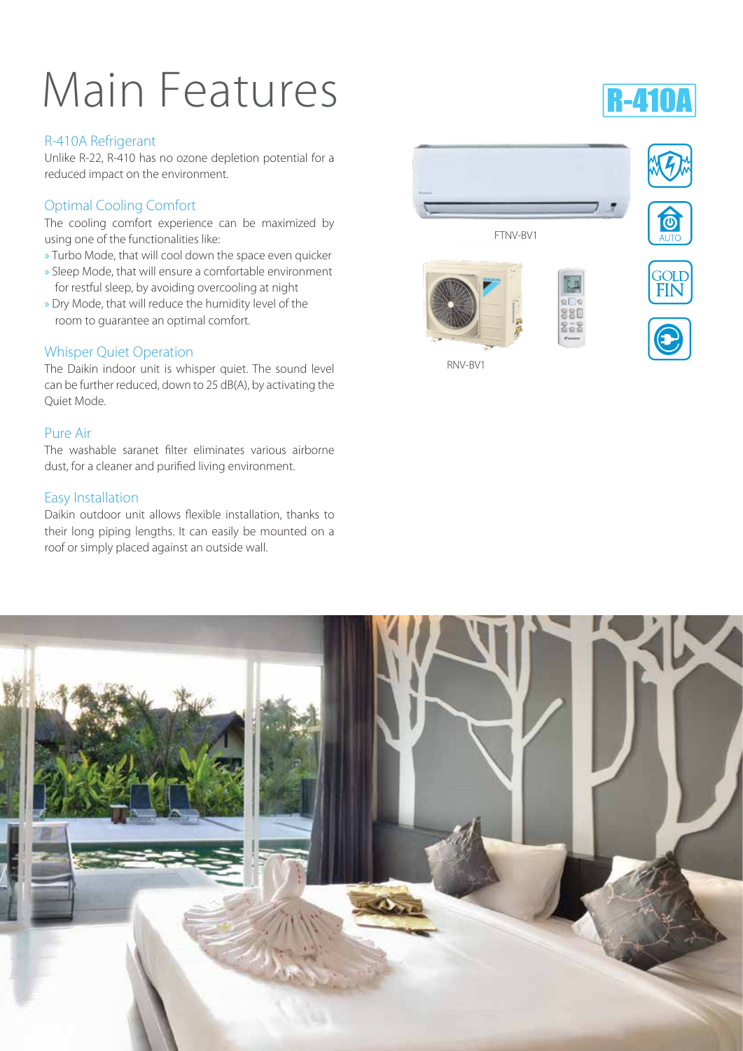# Main Features

R-410A

### R-410A Refrigerant

Unlike R-22, R-410 has no ozone depletion potential for a reduced impact on the environment.

### Optimal Cooling Comfort

The cooling comfort experience can be maximized by using one of the functionalities like:

» Turbo Mode, that will cool down the space even quicker

» Sleep Mode, that will ensure a comfortable environment for restful sleep, by avoiding overcooling at night

» Dry Mode, that will reduce the humidity level of the room to guarantee an optimal comfort.

### Whisper Quiet Operation

The Daikin indoor unit is whisper quiet. The sound level can be further reduced, down to 25 dB(A), by activating the Quiet Mode.

### Pure Air

The washable saranet filter eliminates various airborne dust, for a cleaner and purified living environment.

### Easy Installation

Daikin outdoor unit allows flexible installation, thanks to their long piping lengths. It can easily be mounted on a roof or simply placed against an outside wall.

FTNV-BV1

RNV-BV1

AUTO

GOLD FIN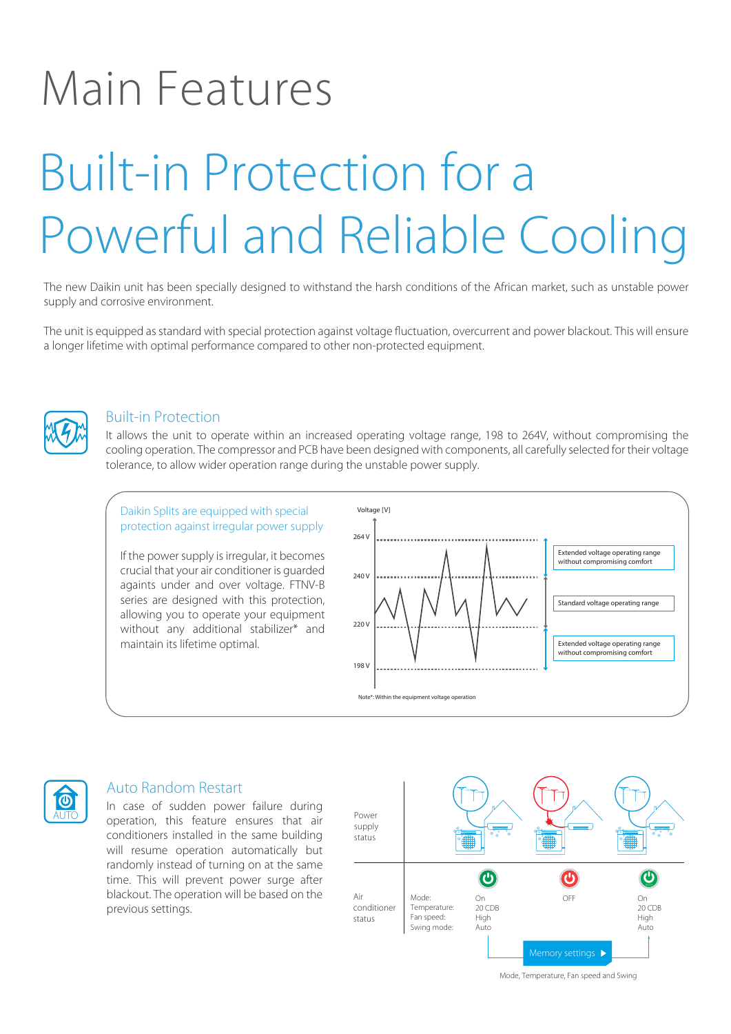# Main Features

## Built-in Protection for a Powerful and Reliable Cooling

The new Daikin unit has been specially designed to withstand the harsh conditions of the African market, such as unstable power supply and corrosive environment.

The unit is equipped as standard with special protection against voltage fluctuation, overcurrent and power blackout. This will ensure a longer lifetime with optimal performance compared to other non-protected equipment.

### Built-in Protection

It allows the unit to operate within an increased operating voltage range, 198 to 264V, without compromising the cooling operation. The compressor and PCB have been designed with components, all carefully selected for their voltage tolerance, to allow wider operation range during the unstable power supply.

#### Daikin Splits are equipped with special protection against irregular power supply

If the power supply is irregular, it becomes crucial that your air conditioner is guarded againts under and over voltage. FTNV-B series are designed with this protection, allowing you to operate your equipment without any additional stabilizer* and maintain its lifetime optimal.

Voltage [V]

264 V
240 V
220 V
198 V

Extended voltage operating range without compromising comfort

Standard voltage operating range

Extended voltage operating range without compromising comfort

Note*: Within the equipment voltage operation

### Auto Random Restart

In case of sudden power failure during operation, this feature ensures that air conditioners installed in the same building will resume operation automatically but randomly instead of turning on at the same time. This will prevent power surge after blackout. The operation will be based on the previous settings.

| Power supply status | | | | |
|---|---|---|---|---|
| **Air conditioner status** | Mode:<br>Temperature:<br>Fan speed:<br>Swing mode: | On<br>20 CDB<br>High<br>Auto | OFF | On<br>20 CDB<br>High<br>Auto |

Memory settings

Mode, Temperature, Fan speed and Swing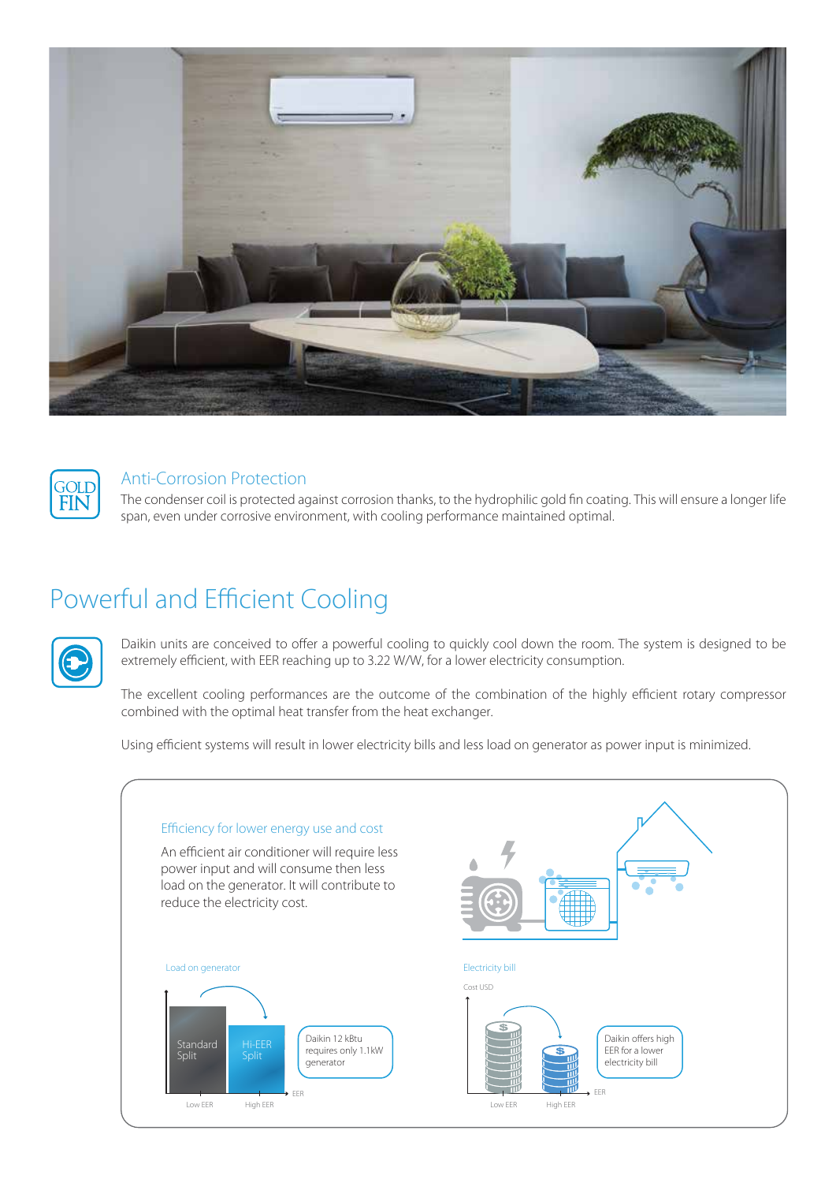## Anti-Corrosion Protection

The condenser coil is protected against corrosion thanks, to the hydrophilic gold fin coating. This will ensure a longer life span, even under corrosive environment, with cooling performance maintained optimal.

# Powerful and Efficient Cooling

Daikin units are conceived to offer a powerful cooling to quickly cool down the room. The system is designed to be extremely efficient, with EER reaching up to 3.22 W/W, for a lower electricity consumption.

The excellent cooling performances are the outcome of the combination of the highly efficient rotary compressor combined with the optimal heat transfer from the heat exchanger.

Using efficient systems will result in lower electricity bills and less load on generator as power input is minimized.

### Efficiency for lower energy use and cost

An efficient air conditioner will require less power input and will consume then less load on the generator. It will contribute to reduce the electricity cost.

Load on generator

Standard Split — Hi-EER Split

Low EER — High EER — EER

Daikin 12 kBtu requires only 1.1kW generator

Electricity bill

Cost USD

Low EER — High EER — EER

Daikin offers high EER for a lower electricity bill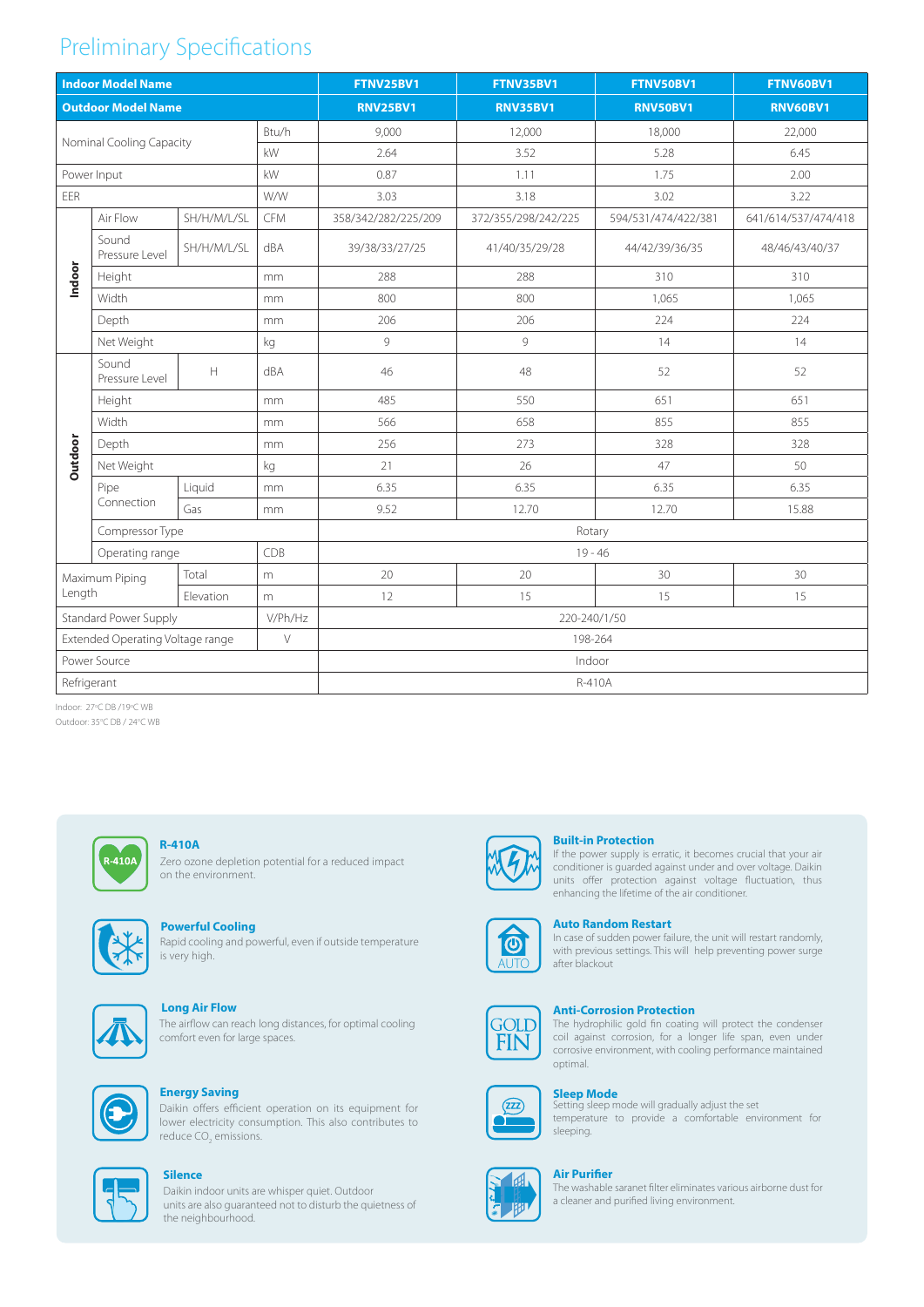# Preliminary Specifications

| Indoor Model Name | | | | FTNV25BV1 | FTNV35BV1 | FTNV50BV1 | FTNV60BV1 |
|---|---|---|---|---|---|---|---|
| **Outdoor Model Name** | | | | **RNV25BV1** | **RNV35BV1** | **RNV50BV1** | **RNV60BV1** |
| Nominal Cooling Capacity | | | Btu/h | 9,000 | 12,000 | 18,000 | 22,000 |
| | | | kW | 2.64 | 3.52 | 5.28 | 6.45 |
| Power Input | | | kW | 0.87 | 1.11 | 1.75 | 2.00 |
| EER | | | W/W | 3.03 | 3.18 | 3.02 | 3.22 |
| Indoor | Air Flow | SH/H/M/L/SL | CFM | 358/342/282/225/209 | 372/355/298/242/225 | 594/531/474/422/381 | 641/614/537/474/418 |
| | Sound Pressure Level | SH/H/M/L/SL | dBA | 39/38/33/27/25 | 41/40/35/29/28 | 44/42/39/36/35 | 48/46/43/40/37 |
| | Height | | mm | 288 | 288 | 310 | 310 |
| | Width | | mm | 800 | 800 | 1,065 | 1,065 |
| | Depth | | mm | 206 | 206 | 224 | 224 |
| | Net Weight | | kg | 9 | 9 | 14 | 14 |
| Outdoor | Sound Pressure Level | H | dBA | 46 | 48 | 52 | 52 |
| | Height | | mm | 485 | 550 | 651 | 651 |
| | Width | | mm | 566 | 658 | 855 | 855 |
| | Depth | | mm | 256 | 273 | 328 | 328 |
| | Net Weight | | kg | 21 | 26 | 47 | 50 |
| | Pipe Connection | Liquid | mm | 6.35 | 6.35 | 6.35 | 6.35 |
| | | Gas | mm | 9.52 | 12.70 | 12.70 | 15.88 |
| | Compressor Type | | | Rotary | | | |
| | Operating range | | CDB | 19 - 46 | | | |
| Maximum Piping Length | | Total | m | 20 | 20 | 30 | 30 |
| | | Elevation | m | 12 | 15 | 15 | 15 |
| Standard Power Supply | | | V/Ph/Hz | 220-240/1/50 | | | |
| Extended Operating Voltage range | | | V | 198-264 | | | |
| Power Source | | | | Indoor | | | |
| Refrigerant | | | | R-410A | | | |

Indoor: 27°C DB / 19°C WB
Outdoor: 35°C DB / 24°C WB

**R-410A**
Zero ozone depletion potential for a reduced impact on the environment.

**Powerful Cooling**
Rapid cooling and powerful, even if outside temperature is very high.

**Long Air Flow**
The airflow can reach long distances, for optimal cooling comfort even for large spaces.

**Energy Saving**
Daikin offers efficient operation on its equipment for lower electricity consumption. This also contributes to reduce $CO_2$ emissions.

**Silence**
Daikin indoor units are whisper quiet. Outdoor units are also guaranteed not to disturb the quietness of the neighbourhood.

**Built-in Protection**
If the power supply is erratic, it becomes crucial that your air conditioner is guarded against under and over voltage. Daikin units offer protection against voltage fluctuation, thus enhancing the lifetime of the air conditioner.

**Auto Random Restart**
In case of sudden power failure, the unit will restart randomly, with previous settings. This will help preventing power surge after blackout

**Anti-Corrosion Protection**
The hydrophilic gold fin coating will protect the condenser coil against corrosion, for a longer life span, even under corrosive environment, with cooling performance maintained optimal.

**Sleep Mode**
Setting sleep mode will gradually adjust the set temperature to provide a comfortable environment for sleeping.

**Air Purifier**
The washable saranet filter eliminates various airborne dust for a cleaner and purified living environment.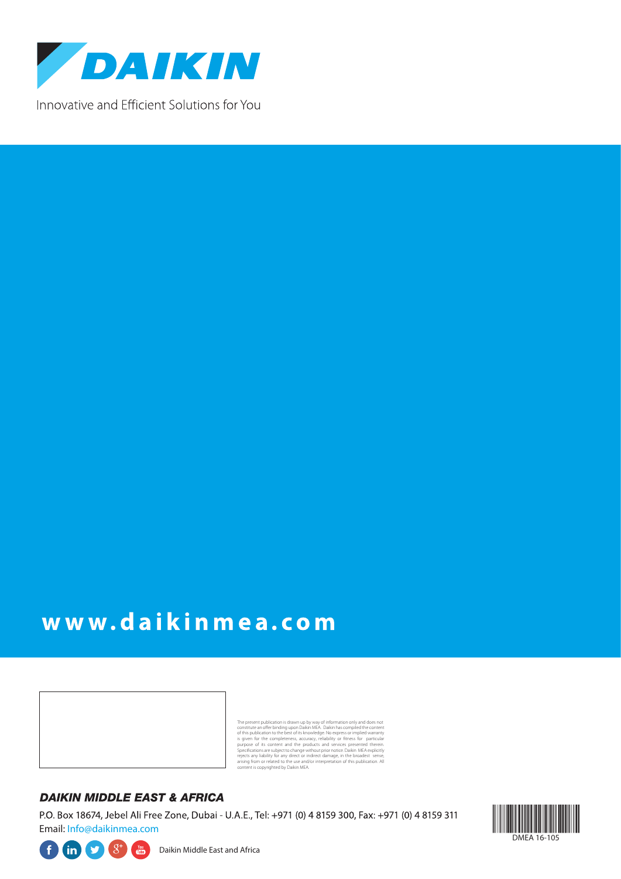DAIKIN

Innovative and Efficient Solutions for You

**www.daikinmea.com**

The present publication is drawn up by way of information only and does not constitute an offer binding upon Daikin MEA. Daikin has compiled the content of this publication to the best of its knowledge. No express or implied warranty is given for the completeness, accuracy, reliability or fitness for particular purpose of its content and the products and services presented therein. Specifications are subject to change without prior notice. Daikin MEA explicitly rejects any liability for any direct or indirect damage, in the broadest sense, arising from or related to the use and/or interpretation of this publication. All content is copyrighted by Daikin MEA.

***DAIKIN MIDDLE EAST & AFRICA***

P.O. Box 18674, Jebel Ali Free Zone, Dubai - U.A.E., Tel: +971 (0) 4 8159 300, Fax: +971 (0) 4 8159 311

Email: Info@daikinmea.com

Daikin Middle East and Africa

DMEA 16-105